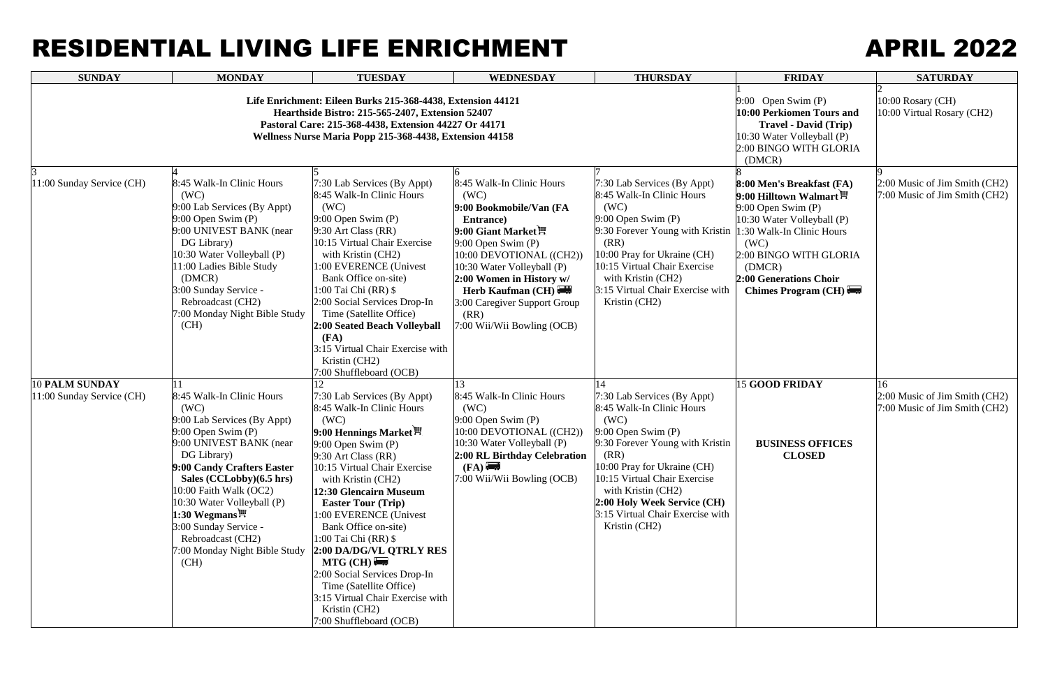# RESIDENTIAL LIVING LIFE ENRICHMENT

# APRIL 2022

| SUNDAY | MONDAY | TUESDAY | WEDNESDAY | THURSDAY | FRIDAY | SATURDAY |
|---|---|---|---|---|---|---|
| **Life Enrichment: Eileen Burks 215-368-4438, Extension 44121**<br>**Hearthside Bistro: 215-565-2407, Extension 52407**<br>**Pastoral Care: 215-368-4438, Extension 44227 Or 44171**<br>**Wellness Nurse Maria Popp 215-368-4438, Extension 44158** | | | | | 1<br>9:00 Open Swim (P)<br>**10:00 Perkiomen Tours and Travel - David (Trip)**<br>10:30 Water Volleyball (P)<br>2:00 BINGO WITH GLORIA (DMCR) | 2<br>10:00 Rosary (CH)<br>10:00 Virtual Rosary (CH2) |
| 3<br>11:00 Sunday Service (CH) | 4<br>8:45 Walk-In Clinic Hours (WC)<br>9:00 Lab Services (By Appt)<br>9:00 Open Swim (P)<br>9:00 UNIVEST BANK (near DG Library)<br>10:30 Water Volleyball (P)<br>11:00 Ladies Bible Study (DMCR)<br>3:00 Sunday Service - Rebroadcast (CH2)<br>7:00 Monday Night Bible Study (CH) | 5<br>7:30 Lab Services (By Appt)<br>8:45 Walk-In Clinic Hours (WC)<br>9:00 Open Swim (P)<br>9:30 Art Class (RR)<br>10:15 Virtual Chair Exercise with Kristin (CH2)<br>1:00 EVERENCE (Univest Bank Office on-site)<br>1:00 Tai Chi (RR) $<br>2:00 Social Services Drop-In Time (Satellite Office)<br>**2:00 Seated Beach Volleyball (FA)**<br>3:15 Virtual Chair Exercise with Kristin (CH2)<br>7:00 Shuffleboard (OCB) | 6<br>8:45 Walk-In Clinic Hours (WC)<br>**9:00 Bookmobile/Van (FA Entrance)**<br>**9:00 Giant Market**<br>9:00 Open Swim (P)<br>10:00 DEVOTIONAL ((CH2))<br>10:30 Water Volleyball (P)<br>**2:00 Women in History w/ Herb Kaufman (CH)**<br>3:00 Caregiver Support Group (RR)<br>7:00 Wii/Wii Bowling (OCB) | 7<br>7:30 Lab Services (By Appt)<br>8:45 Walk-In Clinic Hours (WC)<br>9:00 Open Swim (P)<br>9:30 Forever Young with Kristin (RR)<br>10:00 Pray for Ukraine (CH)<br>10:15 Virtual Chair Exercise with Kristin (CH2)<br>3:15 Virtual Chair Exercise with Kristin (CH2) | 8<br>**8:00 Men's Breakfast (FA)**<br>**9:00 Hilltown Walmart**<br>9:00 Open Swim (P)<br>10:30 Water Volleyball (P)<br>1:30 Walk-In Clinic Hours (WC)<br>2:00 BINGO WITH GLORIA (DMCR)<br>**2:00 Generations Choir Chimes Program (CH)** | 9<br>2:00 Music of Jim Smith (CH2)<br>7:00 Music of Jim Smith (CH2) |
| 10 **PALM SUNDAY**<br>11:00 Sunday Service (CH) | 11<br>8:45 Walk-In Clinic Hours (WC)<br>9:00 Lab Services (By Appt)<br>9:00 Open Swim (P)<br>9:00 UNIVEST BANK (near DG Library)<br>**9:00 Candy Crafters Easter Sales (CCLobby)(6.5 hrs)**<br>10:00 Faith Walk (OC2)<br>10:30 Water Volleyball (P)<br>**1:30 Wegmans**<br>3:00 Sunday Service - Rebroadcast (CH2)<br>7:00 Monday Night Bible Study (CH) | 12<br>7:30 Lab Services (By Appt)<br>8:45 Walk-In Clinic Hours (WC)<br>**9:00 Hennings Market**<br>9:00 Open Swim (P)<br>9:30 Art Class (RR)<br>10:15 Virtual Chair Exercise with Kristin (CH2)<br>**12:30 Glencairn Museum Easter Tour (Trip)**<br>1:00 EVERENCE (Univest Bank Office on-site)<br>1:00 Tai Chi (RR) $<br>**2:00 DA/DG/VL QTRLY RES MTG (CH)**<br>2:00 Social Services Drop-In Time (Satellite Office)<br>3:15 Virtual Chair Exercise with Kristin (CH2)<br>7:00 Shuffleboard (OCB) | 13<br>8:45 Walk-In Clinic Hours (WC)<br>9:00 Open Swim (P)<br>10:00 DEVOTIONAL ((CH2))<br>10:30 Water Volleyball (P)<br>**2:00 RL Birthday Celebration (FA)**<br>7:00 Wii/Wii Bowling (OCB) | 14<br>7:30 Lab Services (By Appt)<br>8:45 Walk-In Clinic Hours (WC)<br>9:00 Open Swim (P)<br>9:30 Forever Young with Kristin (RR)<br>10:00 Pray for Ukraine (CH)<br>10:15 Virtual Chair Exercise with Kristin (CH2)<br>**2:00 Holy Week Service (CH)**<br>3:15 Virtual Chair Exercise with Kristin (CH2) | 15 **GOOD FRIDAY**<br><br>**BUSINESS OFFICES CLOSED** | 16<br>2:00 Music of Jim Smith (CH2)<br>7:00 Music of Jim Smith (CH2) |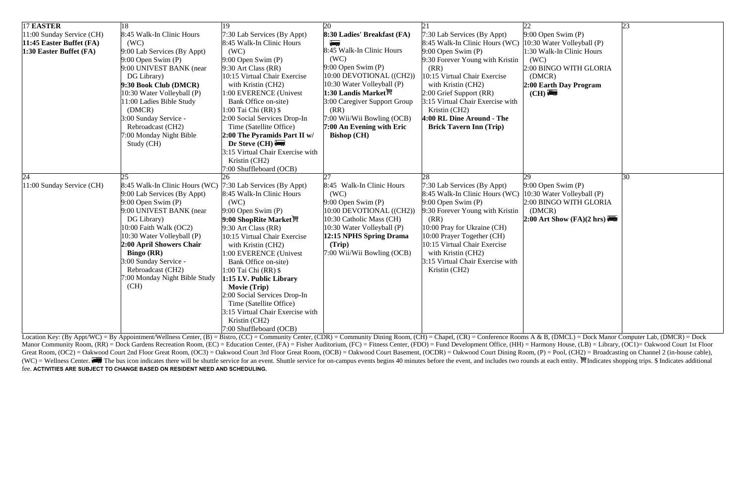| | | | | | | |
|---|---|---|---|---|---|---|
| 17 **EASTER**<br>11:00 Sunday Service (CH)<br>**11:45 Easter Buffet (FA)**<br>**1:30 Easter Buffet (FA)** | 18<br>8:45 Walk-In Clinic Hours (WC)<br>9:00 Lab Services (By Appt)<br>9:00 Open Swim (P)<br>9:00 UNIVEST BANK (near DG Library)<br>**9:30 Book Club (DMCR)**<br>10:30 Water Volleyball (P)<br>11:00 Ladies Bible Study (DMCR)<br>3:00 Sunday Service - Rebroadcast (CH2)<br>7:00 Monday Night Bible Study (CH) | 19<br>7:30 Lab Services (By Appt)<br>8:45 Walk-In Clinic Hours (WC)<br>9:00 Open Swim (P)<br>9:30 Art Class (RR)<br>10:15 Virtual Chair Exercise with Kristin (CH2)<br>1:00 EVERENCE (Univest Bank Office on-site)<br>1:00 Tai Chi (RR) $<br>2:00 Social Services Drop-In Time (Satellite Office)<br>**2:00 The Pyramids Part II w/ Dr Steve (CH)**<br>3:15 Virtual Chair Exercise with Kristin (CH2)<br>7:00 Shuffleboard (OCB) | 20<br>**8:30 Ladies' Breakfast (FA)**<br>8:45 Walk-In Clinic Hours (WC)<br>9:00 Open Swim (P)<br>10:00 DEVOTIONAL ((CH2))<br>10:30 Water Volleyball (P)<br>**1:30 Landis Market**<br>3:00 Caregiver Support Group (RR)<br>7:00 Wii/Wii Bowling (OCB)<br>**7:00 An Evening with Eric Bishop (CH)** | 21<br>7:30 Lab Services (By Appt)<br>8:45 Walk-In Clinic Hours (WC)<br>9:00 Open Swim (P)<br>9:30 Forever Young with Kristin (RR)<br>10:15 Virtual Chair Exercise with Kristin (CH2)<br>2:00 Grief Support (RR)<br>3:15 Virtual Chair Exercise with Kristin (CH2)<br>**4:00 RL Dine Around - The Brick Tavern Inn (Trip)** | 22<br>9:00 Open Swim (P)<br>10:30 Water Volleyball (P)<br>1:30 Walk-In Clinic Hours (WC)<br>2:00 BINGO WITH GLORIA (DMCR)<br>**2:00 Earth Day Program (CH)** | 23 |
| 24<br>11:00 Sunday Service (CH) | 25<br>8:45 Walk-In Clinic Hours (WC)<br>9:00 Lab Services (By Appt)<br>9:00 Open Swim (P)<br>9:00 UNIVEST BANK (near DG Library)<br>10:00 Faith Walk (OC2)<br>10:30 Water Volleyball (P)<br>**2:00 April Showers Chair Bingo (RR)**<br>3:00 Sunday Service - Rebroadcast (CH2)<br>7:00 Monday Night Bible Study (CH) | 26<br>7:30 Lab Services (By Appt)<br>8:45 Walk-In Clinic Hours (WC)<br>9:00 Open Swim (P)<br>**9:00 ShopRite Market**<br>9:30 Art Class (RR)<br>10:15 Virtual Chair Exercise with Kristin (CH2)<br>1:00 EVERENCE (Univest Bank Office on-site)<br>1:00 Tai Chi (RR) $<br>**1:15 I.V. Public Library Movie (Trip)**<br>2:00 Social Services Drop-In Time (Satellite Office)<br>3:15 Virtual Chair Exercise with Kristin (CH2)<br>7:00 Shuffleboard (OCB) | 27<br>8:45 Walk-In Clinic Hours (WC)<br>9:00 Open Swim (P)<br>10:00 DEVOTIONAL ((CH2))<br>10:30 Catholic Mass (CH)<br>10:30 Water Volleyball (P)<br>**12:15 NPHS Spring Drama (Trip)**<br>7:00 Wii/Wii Bowling (OCB) | 28<br>7:30 Lab Services (By Appt)<br>8:45 Walk-In Clinic Hours (WC)<br>9:00 Open Swim (P)<br>9:30 Forever Young with Kristin (RR)<br>10:00 Pray for Ukraine (CH)<br>10:00 Prayer Together (CH)<br>10:15 Virtual Chair Exercise with Kristin (CH2)<br>3:15 Virtual Chair Exercise with Kristin (CH2) | 29<br>9:00 Open Swim (P)<br>10:30 Water Volleyball (P)<br>2:00 BINGO WITH GLORIA (DMCR)<br>**2:00 Art Show (FA)(2 hrs)** | 30 |

Location Key: (By Appt/WC) = By Appointment/Wellness Center, (B) = Bistro, (CC) = Community Center, (CDR) = Community Dining Room, (CH) = Chapel, (CR) = Conference Rooms A & B, (DMCL) = Dock Manor Computer Lab, (DMCR) = Dock Manor Community Room, (RR) = Dock Gardens Recreation Room, (EC) = Education Center, (FA) = Fisher Auditorium, (FC) = Fitness Center, (FDO) = Fund Development Office, (HH) = Harmony House, (LB) = Library, (OC1)= Oakwood Court 1st Floor Great Room, (OC2) = Oakwood Court 2nd Floor Great Room, (OC3) = Oakwood Court 3rd Floor Great Room, (OCB) = Oakwood Court Basement, (OCDR) = Oakwood Court Dining Room, (P) = Pool, (CH2) = Broadcasting on Channel 2 (in-house cable), (WC) = Wellness Center. The bus icon indicates there will be shuttle service for an event. Shuttle service for on-campus events begins 40 minutes before the event, and includes two rounds at each entity. Indicates shopping trips. $ Indicates additional fee. **ACTIVITIES ARE SUBJECT TO CHANGE BASED ON RESIDENT NEED AND SCHEDULING.**